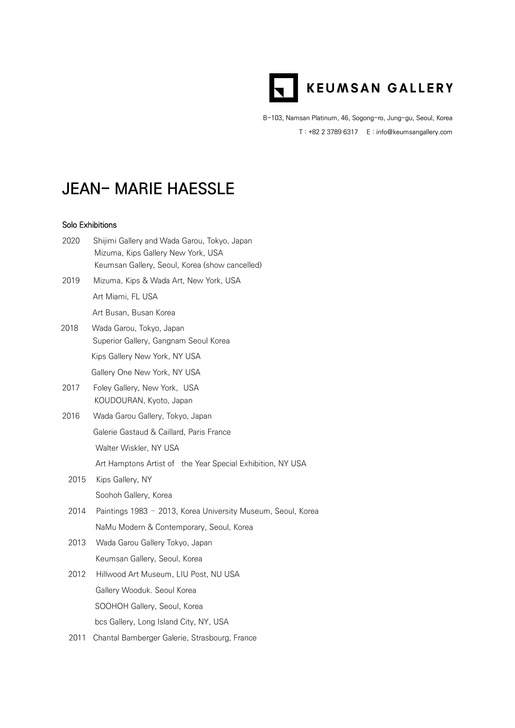KEUMSAN GALLERY

B-103, Namsan Platinum, 46, Sogong-ro, Jung-gu, Seoul, Korea

T : +82 2 3789 6317 E : info@keumsangallery.com

# JEAN- MARIE HAESSLE

## Solo Exhibitions

2020 Shijimi Gallery and Wada Garou, Tokyo, Japan
Mizuma, Kips Gallery New York, USA
Keumsan Gallery, Seoul, Korea (show cancelled)

2019 Mizuma, Kips & Wada Art, New York, USA
Art Miami, FL USA
Art Busan, Busan Korea

2018 Wada Garou, Tokyo, Japan
Superior Gallery, Gangnam Seoul Korea
Kips Gallery New York, NY USA
Gallery One New York, NY USA

2017 Foley Gallery, New York, USA
KOUDOURAN, Kyoto, Japan

2016 Wada Garou Gallery, Tokyo, Japan
Galerie Gastaud & Caillard, Paris France
Walter Wiskler, NY USA
Art Hamptons Artist of the Year Special Exhibition, NY USA

2015 Kips Gallery, NY
Soohoh Gallery, Korea

2014 Paintings 1983 – 2013, Korea University Museum, Seoul, Korea
NaMu Modern & Contemporary, Seoul, Korea

2013 Wada Garou Gallery Tokyo, Japan
Keumsan Gallery, Seoul, Korea

2012 Hillwood Art Museum, LIU Post, NU USA
Gallery Wooduk. Seoul Korea
SOOHOH Gallery, Seoul, Korea
bcs Gallery, Long Island City, NY, USA

2011 Chantal Bamberger Galerie, Strasbourg, France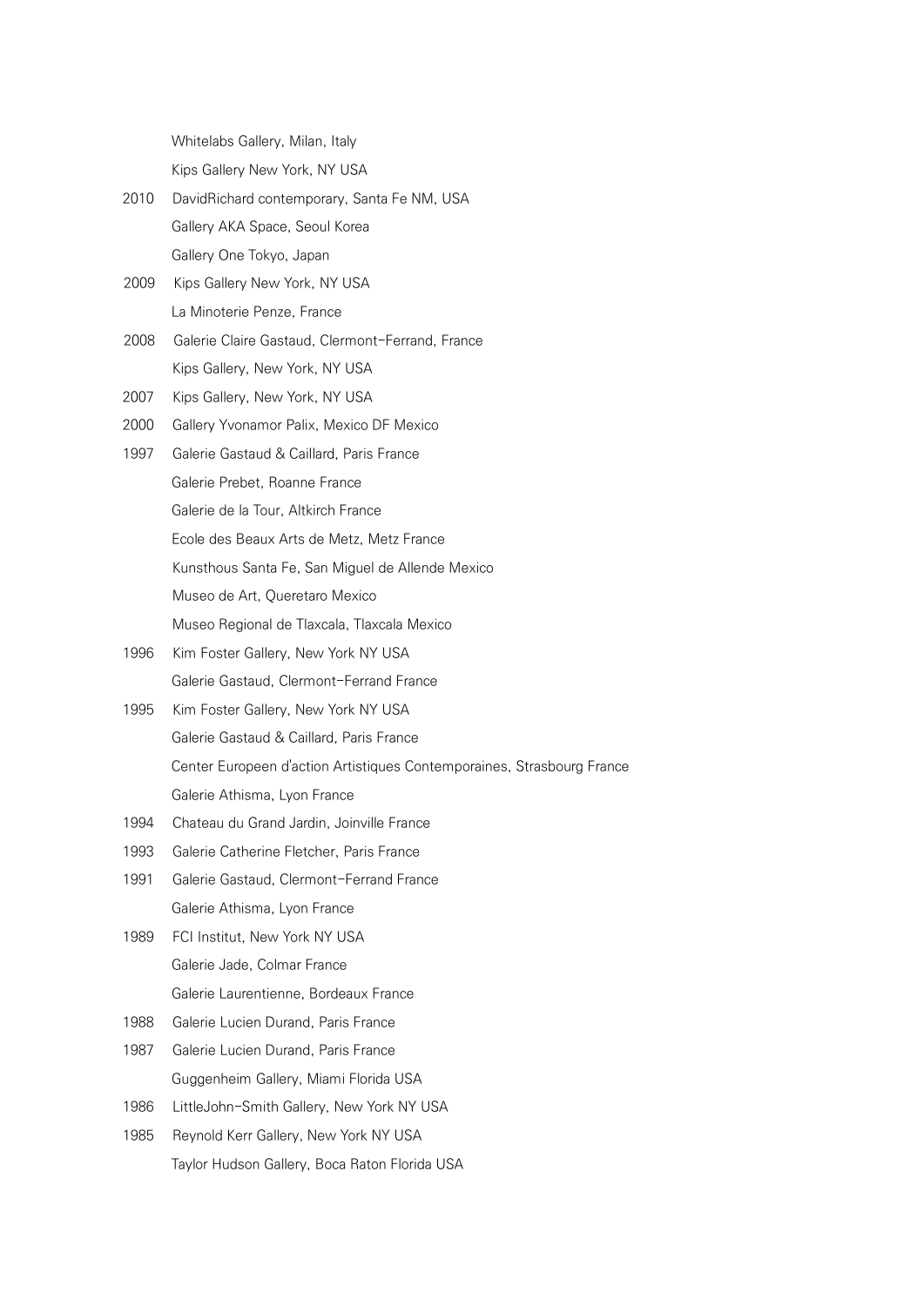Whitelabs Gallery, Milan, Italy
Kips Gallery New York, NY USA

2010 DavidRichard contemporary, Santa Fe NM, USA
Gallery AKA Space, Seoul Korea
Gallery One Tokyo, Japan

2009 Kips Gallery New York, NY USA
La Minoterie Penze, France

2008 Galerie Claire Gastaud, Clermont-Ferrand, France
Kips Gallery, New York, NY USA

2007 Kips Gallery, New York, NY USA

2000 Gallery Yvonamor Palix, Mexico DF Mexico

1997 Galerie Gastaud & Caillard, Paris France
Galerie Prebet, Roanne France
Galerie de la Tour, Altkirch France
Ecole des Beaux Arts de Metz, Metz France
Kunsthous Santa Fe, San Miguel de Allende Mexico
Museo de Art, Queretaro Mexico
Museo Regional de Tlaxcala, Tlaxcala Mexico

1996 Kim Foster Gallery, New York NY USA
Galerie Gastaud, Clermont-Ferrand France

1995 Kim Foster Gallery, New York NY USA
Galerie Gastaud & Caillard, Paris France
Center Europeen d'action Artistiques Contemporaines, Strasbourg France
Galerie Athisma, Lyon France

1994 Chateau du Grand Jardin, Joinville France

1993 Galerie Catherine Fletcher, Paris France

1991 Galerie Gastaud, Clermont-Ferrand France
Galerie Athisma, Lyon France

1989 FCI Institut, New York NY USA
Galerie Jade, Colmar France
Galerie Laurentienne, Bordeaux France

1988 Galerie Lucien Durand, Paris France

1987 Galerie Lucien Durand, Paris France
Guggenheim Gallery, Miami Florida USA

1986 LittleJohn-Smith Gallery, New York NY USA

1985 Reynold Kerr Gallery, New York NY USA
Taylor Hudson Gallery, Boca Raton Florida USA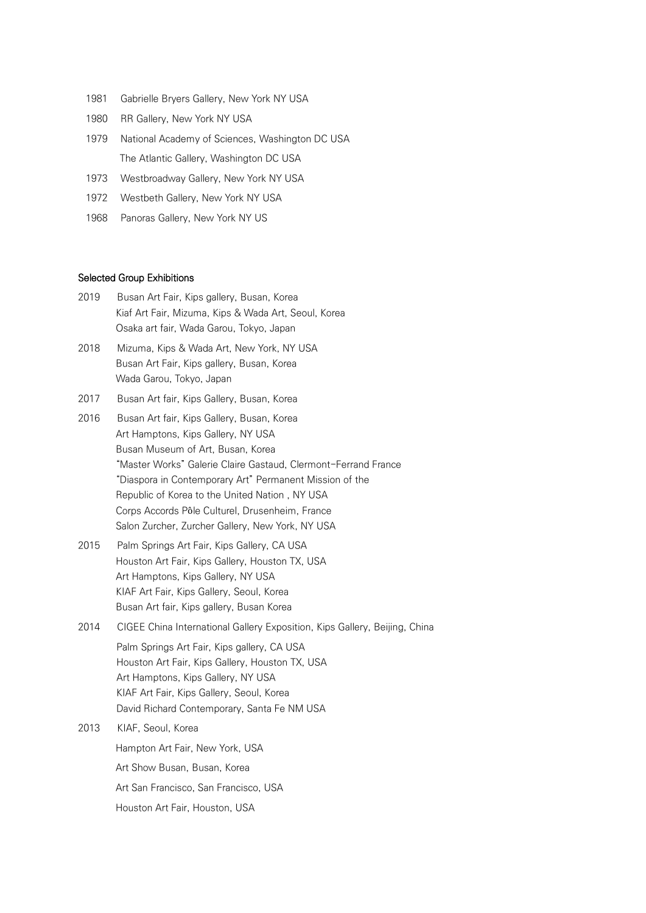1981 Gabrielle Bryers Gallery, New York NY USA

1980 RR Gallery, New York NY USA

1979 National Academy of Sciences, Washington DC USA

The Atlantic Gallery, Washington DC USA

1973 Westbroadway Gallery, New York NY USA

1972 Westbeth Gallery, New York NY USA

1968 Panoras Gallery, New York NY US

**Selected Group Exhibitions**

2019 Busan Art Fair, Kips gallery, Busan, Korea

Kiaf Art Fair, Mizuma, Kips & Wada Art, Seoul, Korea

Osaka art fair, Wada Garou, Tokyo, Japan

2018 Mizuma, Kips & Wada Art, New York, NY USA

Busan Art Fair, Kips gallery, Busan, Korea

Wada Garou, Tokyo, Japan

2017 Busan Art fair, Kips Gallery, Busan, Korea

2016 Busan Art fair, Kips Gallery, Busan, Korea

Art Hamptons, Kips Gallery, NY USA

Busan Museum of Art, Busan, Korea

"Master Works" Galerie Claire Gastaud, Clermont-Ferrand France

"Diaspora in Contemporary Art" Permanent Mission of the Republic of Korea to the United Nation , NY USA

Corps Accords Pôle Culturel, Drusenheim, France

Salon Zurcher, Zurcher Gallery, New York, NY USA

2015 Palm Springs Art Fair, Kips Gallery, CA USA

Houston Art Fair, Kips Gallery, Houston TX, USA

Art Hamptons, Kips Gallery, NY USA

KIAF Art Fair, Kips Gallery, Seoul, Korea

Busan Art fair, Kips gallery, Busan Korea

2014 CIGEE China International Gallery Exposition, Kips Gallery, Beijing, China

Palm Springs Art Fair, Kips gallery, CA USA

Houston Art Fair, Kips Gallery, Houston TX, USA

Art Hamptons, Kips Gallery, NY USA

KIAF Art Fair, Kips Gallery, Seoul, Korea

David Richard Contemporary, Santa Fe NM USA

2013 KIAF, Seoul, Korea

Hampton Art Fair, New York, USA

Art Show Busan, Busan, Korea

Art San Francisco, San Francisco, USA

Houston Art Fair, Houston, USA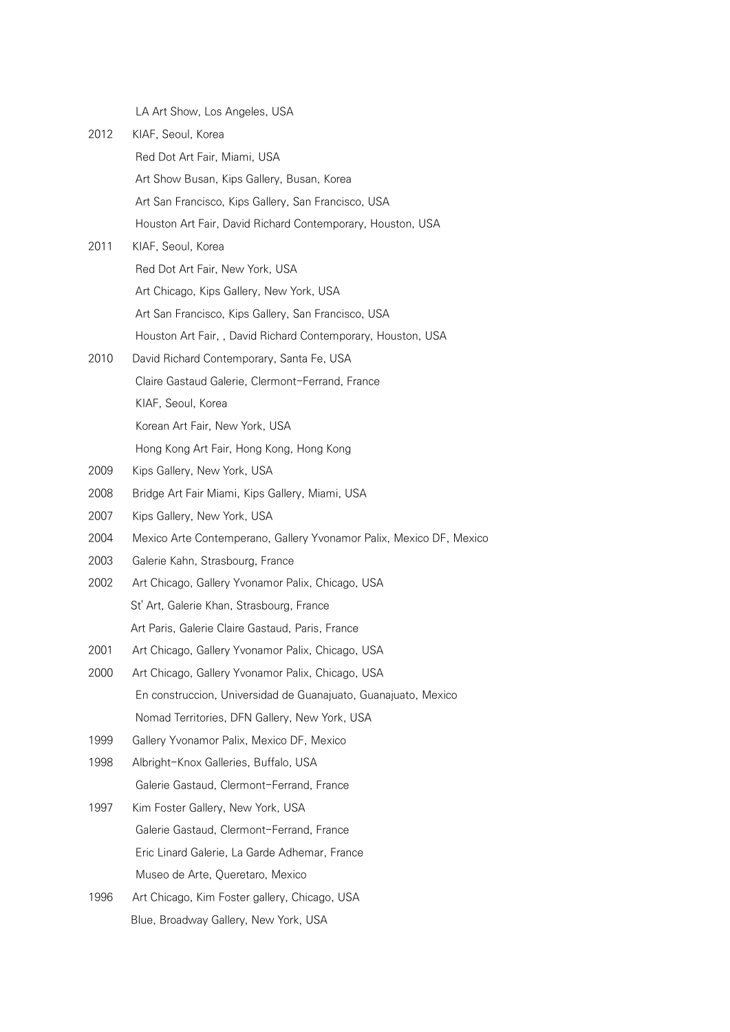LA Art Show, Los Angeles, USA

2012 KIAF, Seoul, Korea

Red Dot Art Fair, Miami, USA

Art Show Busan, Kips Gallery, Busan, Korea

Art San Francisco, Kips Gallery, San Francisco, USA

Houston Art Fair, David Richard Contemporary, Houston, USA

2011 KIAF, Seoul, Korea

Red Dot Art Fair, New York, USA

Art Chicago, Kips Gallery, New York, USA

Art San Francisco, Kips Gallery, San Francisco, USA

Houston Art Fair, , David Richard Contemporary, Houston, USA

2010 David Richard Contemporary, Santa Fe, USA

Claire Gastaud Galerie, Clermont-Ferrand, France

KIAF, Seoul, Korea

Korean Art Fair, New York, USA

Hong Kong Art Fair, Hong Kong, Hong Kong

2009 Kips Gallery, New York, USA

2008 Bridge Art Fair Miami, Kips Gallery, Miami, USA

2007 Kips Gallery, New York, USA

2004 Mexico Arte Contemperano, Gallery Yvonamor Palix, Mexico DF, Mexico

2003 Galerie Kahn, Strasbourg, France

2002 Art Chicago, Gallery Yvonamor Palix, Chicago, USA

St' Art, Galerie Khan, Strasbourg, France

Art Paris, Galerie Claire Gastaud, Paris, France

2001 Art Chicago, Gallery Yvonamor Palix, Chicago, USA

2000 Art Chicago, Gallery Yvonamor Palix, Chicago, USA

En construccion, Universidad de Guanajuato, Guanajuato, Mexico

Nomad Territories, DFN Gallery, New York, USA

1999 Gallery Yvonamor Palix, Mexico DF, Mexico

1998 Albright-Knox Galleries, Buffalo, USA

Galerie Gastaud, Clermont-Ferrand, France

1997 Kim Foster Gallery, New York, USA

Galerie Gastaud, Clermont-Ferrand, France

Eric Linard Galerie, La Garde Adhemar, France

Museo de Arte, Queretaro, Mexico

1996 Art Chicago, Kim Foster gallery, Chicago, USA

Blue, Broadway Gallery, New York, USA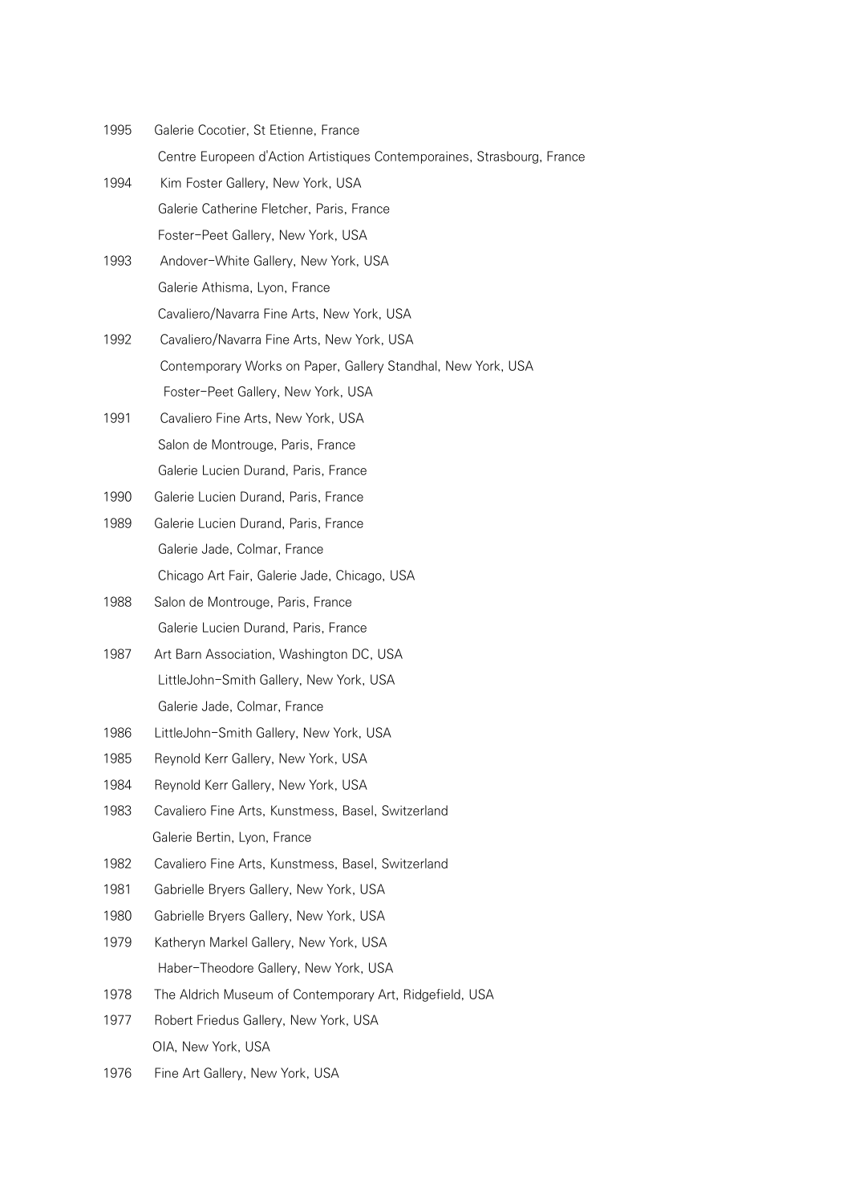1995 Galerie Cocotier, St Etienne, France
Centre Europeen d'Action Artistiques Contemporaines, Strasbourg, France

1994 Kim Foster Gallery, New York, USA
Galerie Catherine Fletcher, Paris, France
Foster-Peet Gallery, New York, USA

1993 Andover-White Gallery, New York, USA
Galerie Athisma, Lyon, France
Cavaliero/Navarra Fine Arts, New York, USA

1992 Cavaliero/Navarra Fine Arts, New York, USA
Contemporary Works on Paper, Gallery Standhal, New York, USA
Foster-Peet Gallery, New York, USA

1991 Cavaliero Fine Arts, New York, USA
Salon de Montrouge, Paris, France
Galerie Lucien Durand, Paris, France

1990 Galerie Lucien Durand, Paris, France

1989 Galerie Lucien Durand, Paris, France
Galerie Jade, Colmar, France
Chicago Art Fair, Galerie Jade, Chicago, USA

1988 Salon de Montrouge, Paris, France
Galerie Lucien Durand, Paris, France

1987 Art Barn Association, Washington DC, USA
LittleJohn-Smith Gallery, New York, USA
Galerie Jade, Colmar, France

1986 LittleJohn-Smith Gallery, New York, USA

1985 Reynold Kerr Gallery, New York, USA

1984 Reynold Kerr Gallery, New York, USA

1983 Cavaliero Fine Arts, Kunstmess, Basel, Switzerland
Galerie Bertin, Lyon, France

1982 Cavaliero Fine Arts, Kunstmess, Basel, Switzerland

1981 Gabrielle Bryers Gallery, New York, USA

1980 Gabrielle Bryers Gallery, New York, USA

1979 Katheryn Markel Gallery, New York, USA
Haber-Theodore Gallery, New York, USA

1978 The Aldrich Museum of Contemporary Art, Ridgefield, USA

1977 Robert Friedus Gallery, New York, USA
OIA, New York, USA

1976 Fine Art Gallery, New York, USA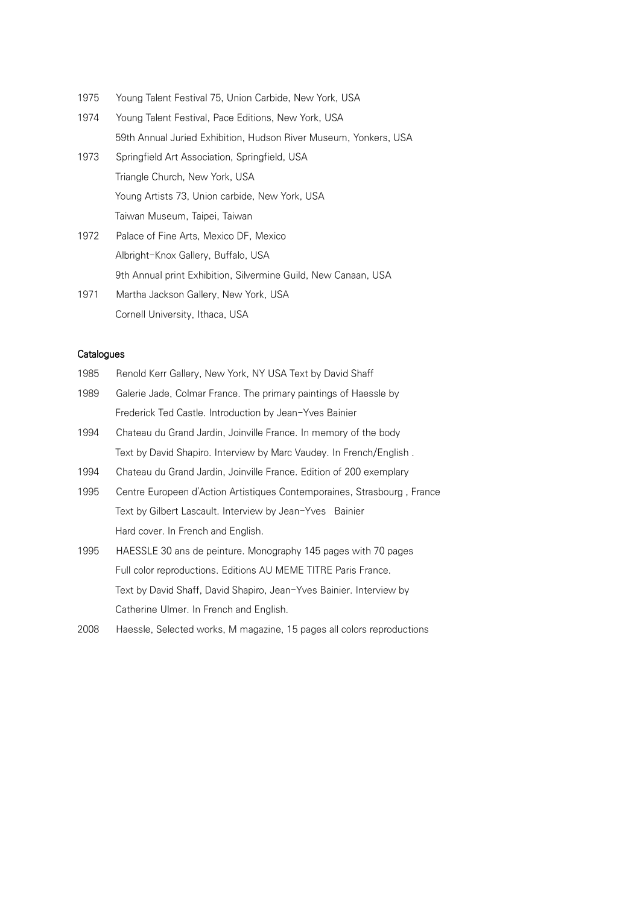1975 Young Talent Festival 75, Union Carbide, New York, USA

1974 Young Talent Festival, Pace Editions, New York, USA

59th Annual Juried Exhibition, Hudson River Museum, Yonkers, USA

1973 Springfield Art Association, Springfield, USA

Triangle Church, New York, USA

Young Artists 73, Union carbide, New York, USA

Taiwan Museum, Taipei, Taiwan

1972 Palace of Fine Arts, Mexico DF, Mexico

Albright-Knox Gallery, Buffalo, USA

9th Annual print Exhibition, Silvermine Guild, New Canaan, USA

1971 Martha Jackson Gallery, New York, USA

Cornell University, Ithaca, USA

## Catalogues

1985 Renold Kerr Gallery, New York, NY USA Text by David Shaff

1989 Galerie Jade, Colmar France. The primary paintings of Haessle by Frederick Ted Castle. Introduction by Jean-Yves Bainier

1994 Chateau du Grand Jardin, Joinville France. In memory of the body Text by David Shapiro. Interview by Marc Vaudey. In French/English .

1994 Chateau du Grand Jardin, Joinville France. Edition of 200 exemplary

1995 Centre Europeen d'Action Artistiques Contemporaines, Strasbourg , France Text by Gilbert Lascault. Interview by Jean-Yves Bainier Hard cover. In French and English.

1995 HAESSLE 30 ans de peinture. Monography 145 pages with 70 pages Full color reproductions. Editions AU MEME TITRE Paris France. Text by David Shaff, David Shapiro, Jean-Yves Bainier. Interview by Catherine Ulmer. In French and English.

2008 Haessle, Selected works, M magazine, 15 pages all colors reproductions